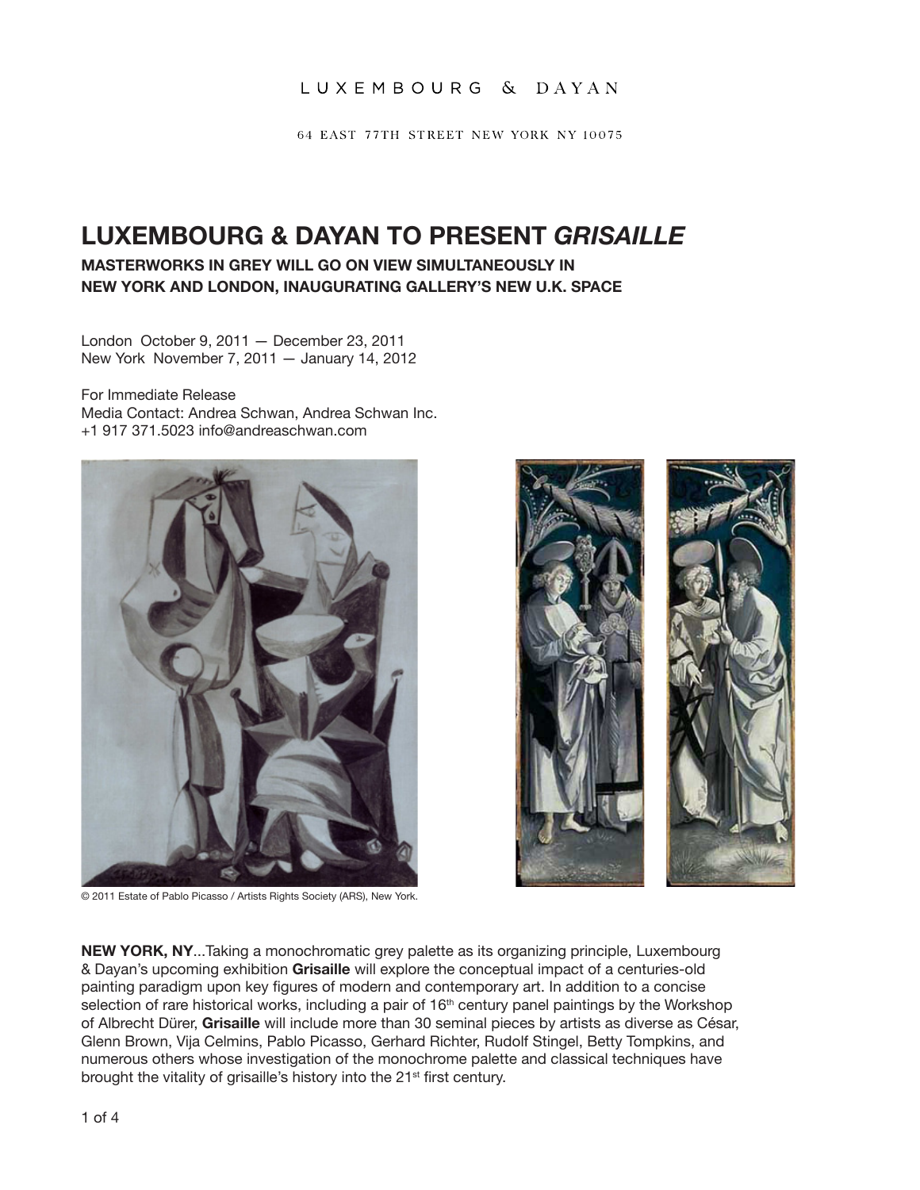LUXEMBOURG & DAYAN

64 EAST 77TH STREET NEW YORK NY 10075

# LUXEMBOURG & DAYAN TO PRESENT *GRISAILLE*

**MASTERWORKS IN GREY WILL GO ON VIEW SIMULTANEOUSLY IN NEW YORK AND LONDON, INAUGURATING GALLERY'S NEW U.K. SPACE**

London October 9, 2011 — December 23, 2011
New York November 7, 2011 — January 14, 2012

For Immediate Release
Media Contact: Andrea Schwan, Andrea Schwan Inc.
+1 917 371.5023 info@andreaschwan.com

© 2011 Estate of Pablo Picasso / Artists Rights Society (ARS), New York.

**NEW YORK, NY**...Taking a monochromatic grey palette as its organizing principle, Luxembourg & Dayan's upcoming exhibition **Grisaille** will explore the conceptual impact of a centuries-old painting paradigm upon key figures of modern and contemporary art. In addition to a concise selection of rare historical works, including a pair of 16th century panel paintings by the Workshop of Albrecht Dürer, **Grisaille** will include more than 30 seminal pieces by artists as diverse as César, Glenn Brown, Vija Celmins, Pablo Picasso, Gerhard Richter, Rudolf Stingel, Betty Tompkins, and numerous others whose investigation of the monochrome palette and classical techniques have brought the vitality of grisaille's history into the 21st first century.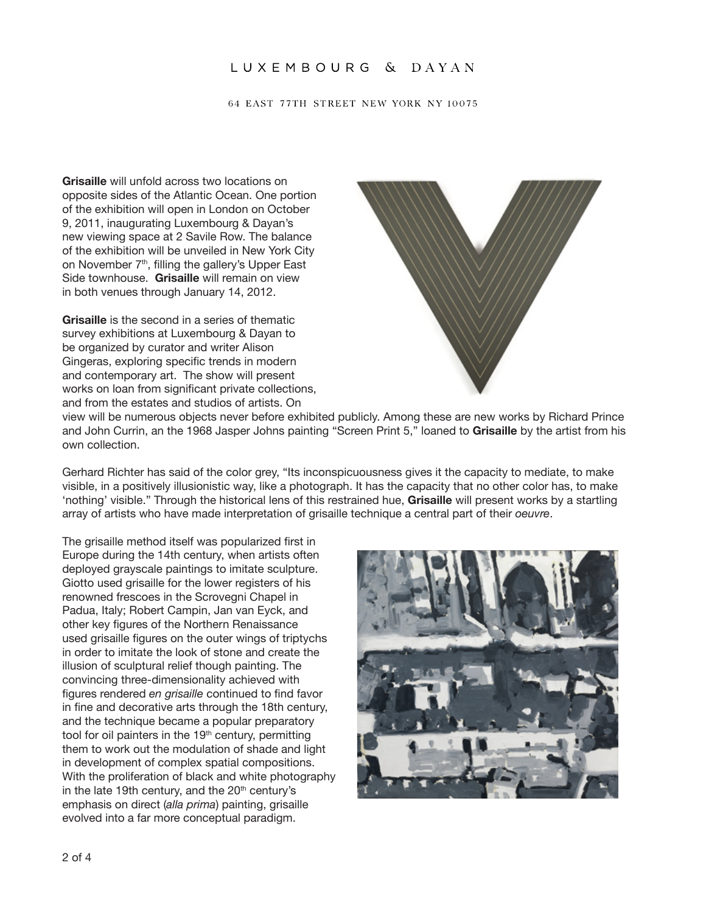Grisaille will unfold across two locations on opposite sides of the Atlantic Ocean. One portion of the exhibition will open in London on October 9, 2011, inaugurating Luxembourg & Dayan's new viewing space at 2 Savile Row. The balance of the exhibition will be unveiled in New York City on November 7th, filling the gallery's Upper East Side townhouse. **Grisaille** will remain on view in both venues through January 14, 2012.

**Grisaille** is the second in a series of thematic survey exhibitions at Luxembourg & Dayan to be organized by curator and writer Alison Gingeras, exploring specific trends in modern and contemporary art. The show will present works on loan from significant private collections, and from the estates and studios of artists. On view will be numerous objects never before exhibited publicly. Among these are new works by Richard Prince and John Currin, an the 1968 Jasper Johns painting "Screen Print 5," loaned to **Grisaille** by the artist from his own collection.

Gerhard Richter has said of the color grey, "Its inconspicuousness gives it the capacity to mediate, to make visible, in a positively illusionistic way, like a photograph. It has the capacity that no other color has, to make 'nothing' visible." Through the historical lens of this restrained hue, **Grisaille** will present works by a startling array of artists who have made interpretation of grisaille technique a central part of their *oeuvre*.

The grisaille method itself was popularized first in Europe during the 14th century, when artists often deployed grayscale paintings to imitate sculpture. Giotto used grisaille for the lower registers of his renowned frescoes in the Scrovegni Chapel in Padua, Italy; Robert Campin, Jan van Eyck, and other key figures of the Northern Renaissance used grisaille figures on the outer wings of triptychs in order to imitate the look of stone and create the illusion of sculptural relief though painting. The convincing three-dimensionality achieved with figures rendered *en grisaille* continued to find favor in fine and decorative arts through the 18th century, and the technique became a popular preparatory tool for oil painters in the 19th century, permitting them to work out the modulation of shade and light in development of complex spatial compositions. With the proliferation of black and white photography in the late 19th century, and the 20th century's emphasis on direct (*alla prima*) painting, grisaille evolved into a far more conceptual paradigm.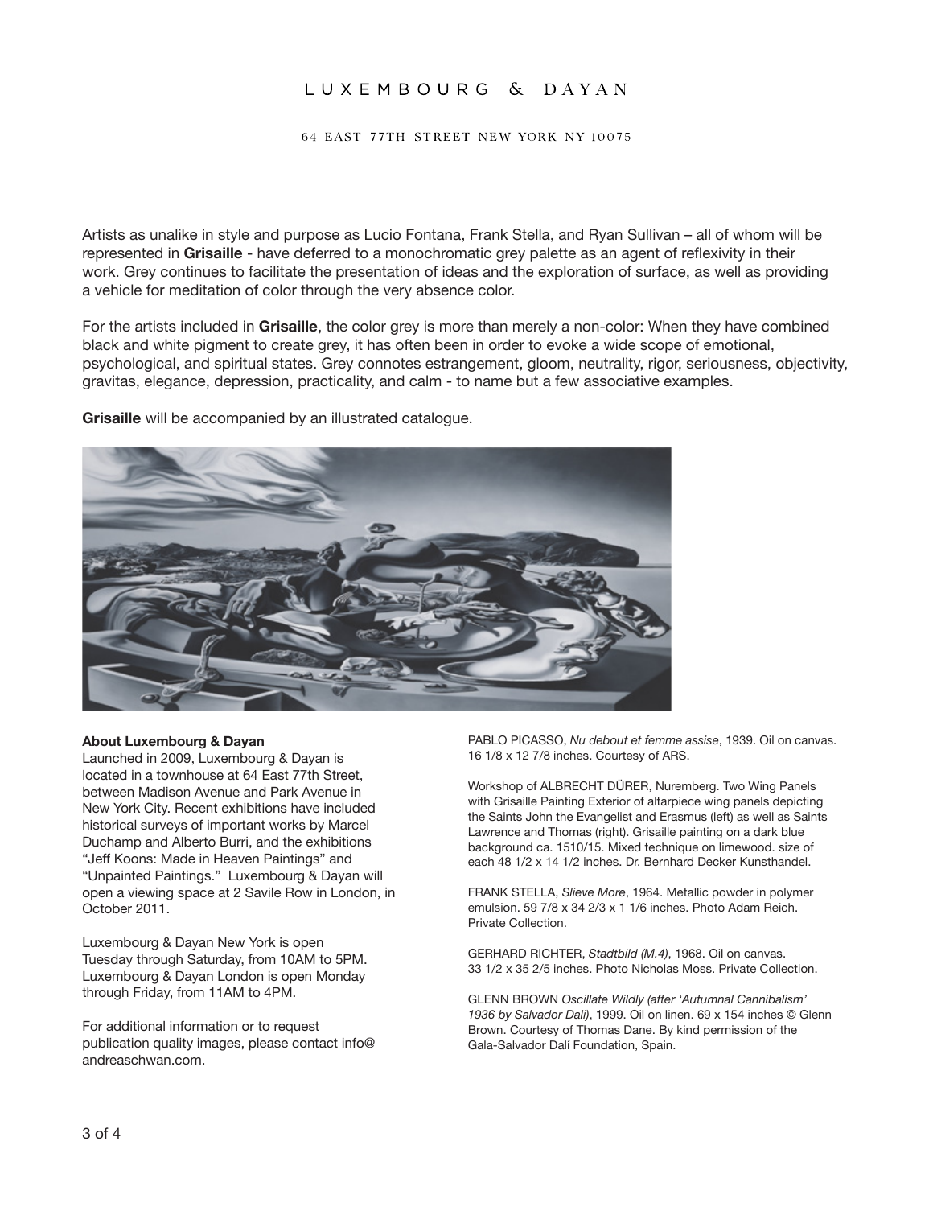LUXEMBOURG & DAYAN

64 EAST 77TH STREET NEW YORK NY 10075

Artists as unalike in style and purpose as Lucio Fontana, Frank Stella, and Ryan Sullivan – all of whom will be represented in **Grisaille** - have deferred to a monochromatic grey palette as an agent of reflexivity in their work. Grey continues to facilitate the presentation of ideas and the exploration of surface, as well as providing a vehicle for meditation of color through the very absence color.

For the artists included in **Grisaille**, the color grey is more than merely a non-color: When they have combined black and white pigment to create grey, it has often been in order to evoke a wide scope of emotional, psychological, and spiritual states. Grey connotes estrangement, gloom, neutrality, rigor, seriousness, objectivity, gravitas, elegance, depression, practicality, and calm - to name but a few associative examples.

**Grisaille** will be accompanied by an illustrated catalogue.

**About Luxembourg & Dayan**
Launched in 2009, Luxembourg & Dayan is located in a townhouse at 64 East 77th Street, between Madison Avenue and Park Avenue in New York City. Recent exhibitions have included historical surveys of important works by Marcel Duchamp and Alberto Burri, and the exhibitions "Jeff Koons: Made in Heaven Paintings" and "Unpainted Paintings." Luxembourg & Dayan will open a viewing space at 2 Savile Row in London, in October 2011.

Luxembourg & Dayan New York is open Tuesday through Saturday, from 10AM to 5PM. Luxembourg & Dayan London is open Monday through Friday, from 11AM to 4PM.

For additional information or to request publication quality images, please contact info@andreaschwan.com.

PABLO PICASSO, *Nu debout et femme assise*, 1939. Oil on canvas. 16 1/8 x 12 7/8 inches. Courtesy of ARS.

Workshop of ALBRECHT DÜRER, Nuremberg. Two Wing Panels with Grisaille Painting Exterior of altarpiece wing panels depicting the Saints John the Evangelist and Erasmus (left) as well as Saints Lawrence and Thomas (right). Grisaille painting on a dark blue background ca. 1510/15. Mixed technique on limewood. size of each 48 1/2 x 14 1/2 inches. Dr. Bernhard Decker Kunsthandel.

FRANK STELLA, *Slieve More*, 1964. Metallic powder in polymer emulsion. 59 7/8 x 34 2/3 x 1 1/6 inches. Photo Adam Reich. Private Collection.

GERHARD RICHTER, *Stadtbild (M.4)*, 1968. Oil on canvas. 33 1/2 x 35 2/5 inches. Photo Nicholas Moss. Private Collection.

GLENN BROWN *Oscillate Wildly (after 'Autumnal Cannibalism' 1936 by Salvador Dalí)*, 1999. Oil on linen. 69 x 154 inches © Glenn Brown. Courtesy of Thomas Dane. By kind permission of the Gala-Salvador Dalí Foundation, Spain.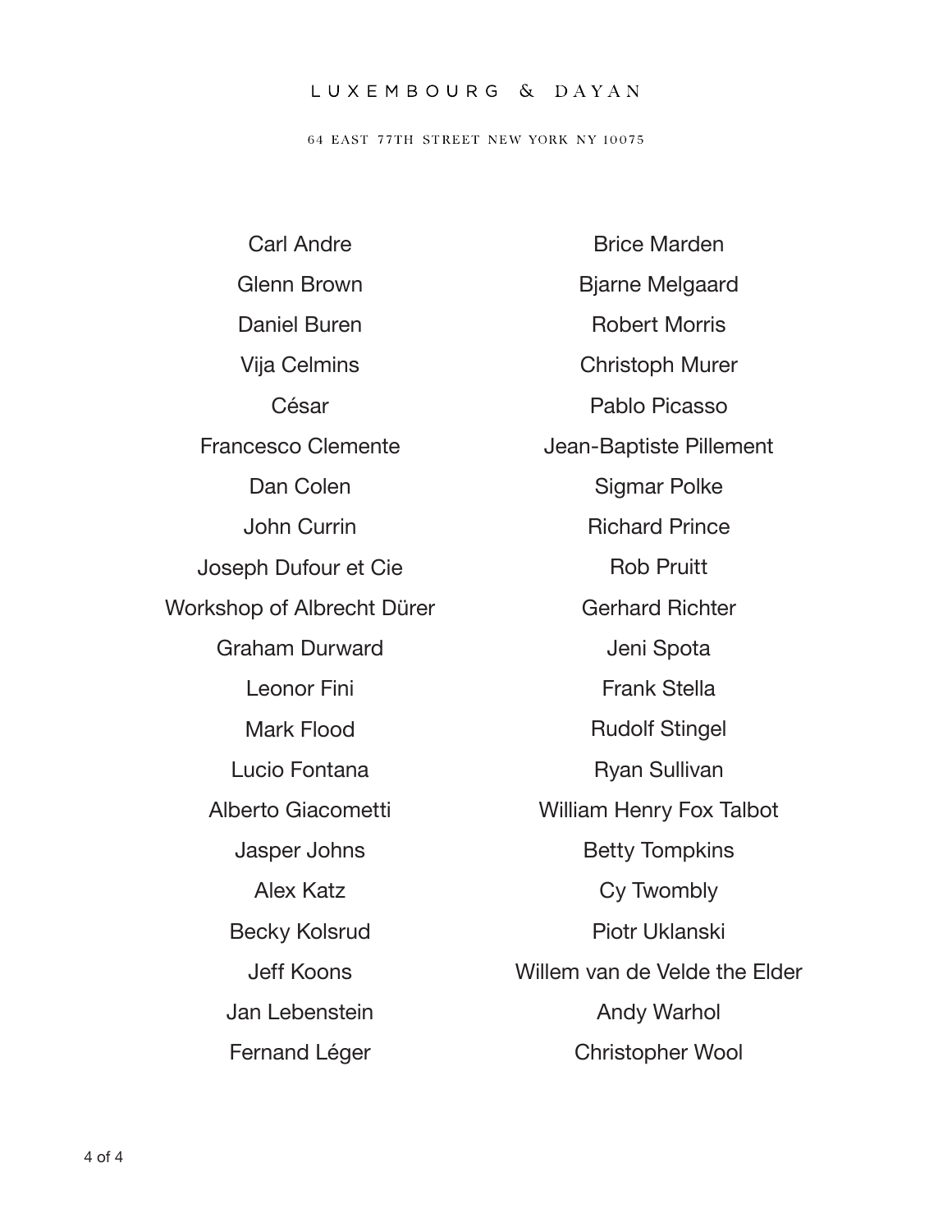LUXEMBOURG & DAYAN

64 EAST 77TH STREET NEW YORK NY 10075

Carl Andre

Glenn Brown

Daniel Buren

Vija Celmins

César

Francesco Clemente

Dan Colen

John Currin

Joseph Dufour et Cie

Workshop of Albrecht Dürer

Graham Durward

Leonor Fini

Mark Flood

Lucio Fontana

Alberto Giacometti

Jasper Johns

Alex Katz

Becky Kolsrud

Jeff Koons

Jan Lebenstein

Fernand Léger

Brice Marden

Bjarne Melgaard

Robert Morris

Christoph Murer

Pablo Picasso

Jean-Baptiste Pillement

Sigmar Polke

Richard Prince

Rob Pruitt

Gerhard Richter

Jeni Spota

Frank Stella

Rudolf Stingel

Ryan Sullivan

William Henry Fox Talbot

Betty Tompkins

Cy Twombly

Piotr Uklanski

Willem van de Velde the Elder

Andy Warhol

Christopher Wool